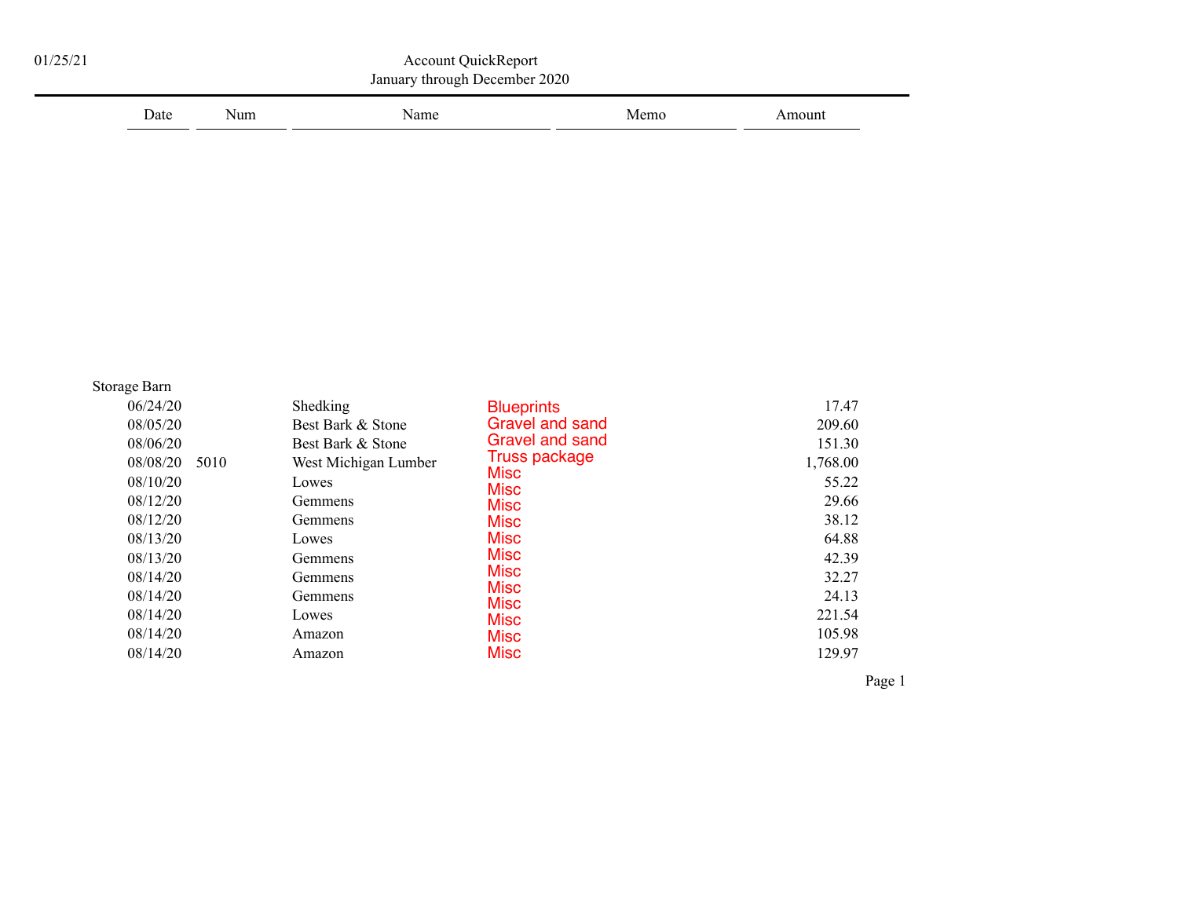01/25/21

# Account QuickReport

January through December 2020

| Date | Num | Name | Memo | Amount |
|---|---|---|---|---|
| Storage Barn | | | | |
| 06/24/20 | | Shedking | Blueprints | 17.47 |
| 08/05/20 | | Best Bark & Stone | Gravel and sand | 209.60 |
| 08/06/20 | | Best Bark & Stone | Gravel and sand | 151.30 |
| 08/08/20 | 5010 | West Michigan Lumber | Truss package | 1,768.00 |
| 08/10/20 | | Lowes | Misc | 55.22 |
| 08/12/20 | | Gemmens | Misc | 29.66 |
| 08/12/20 | | Gemmens | Misc | 38.12 |
| 08/13/20 | | Lowes | Misc | 64.88 |
| 08/13/20 | | Gemmens | Misc | 42.39 |
| 08/14/20 | | Gemmens | Misc | 32.27 |
| 08/14/20 | | Gemmens | Misc | 24.13 |
| 08/14/20 | | Lowes | Misc | 221.54 |
| 08/14/20 | | Amazon | Misc | 105.98 |
| 08/14/20 | | Amazon | Misc | 129.97 |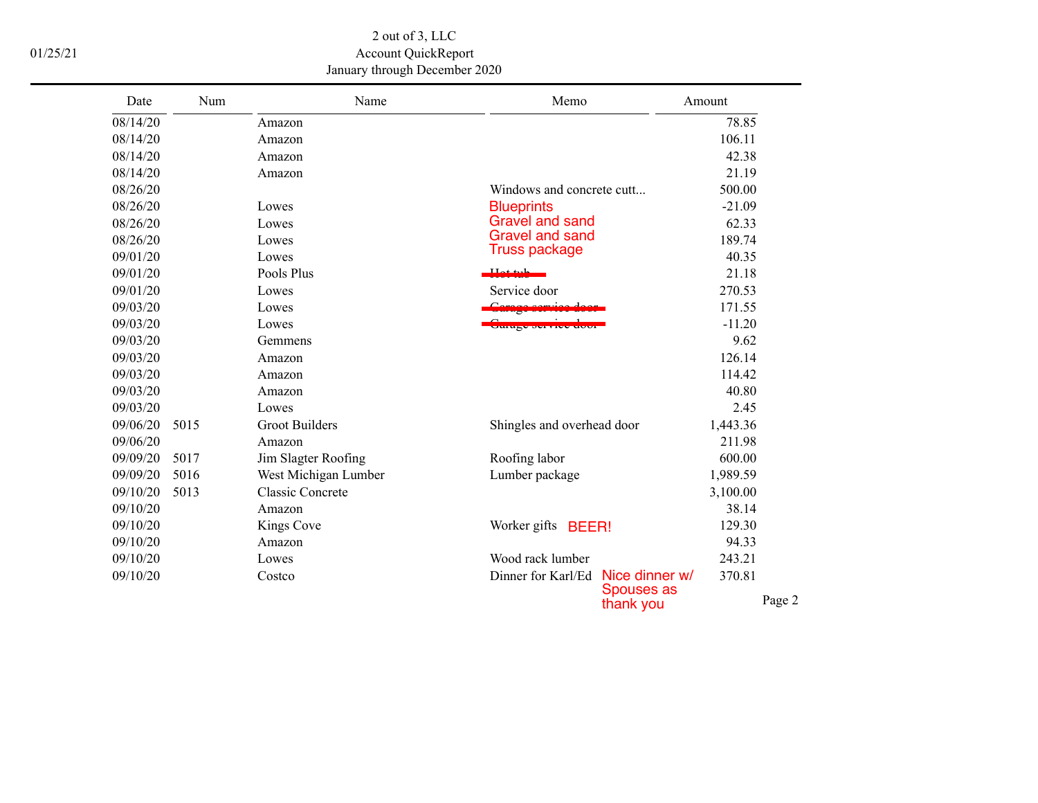2 out of 3, LLC
Account QuickReport
January through December 2020

01/25/21

| Date | Num | Name | Memo | Amount |
|---|---|---|---|---|
| 08/14/20 | | Amazon | | 78.85 |
| 08/14/20 | | Amazon | | 106.11 |
| 08/14/20 | | Amazon | | 42.38 |
| 08/14/20 | | Amazon | | 21.19 |
| 08/26/20 | | | Windows and concrete cutt... | 500.00 |
| 08/26/20 | | Lowes | Blueprints | -21.09 |
| 08/26/20 | | Lowes | Gravel and sand | 62.33 |
| 08/26/20 | | Lowes | Gravel and sand | 189.74 |
| 09/01/20 | | Lowes | Truss package | 40.35 |
| 09/01/20 | | Pools Plus | ~~Hot tub~~ | 21.18 |
| 09/01/20 | | Lowes | Service door | 270.53 |
| 09/03/20 | | Lowes | ~~Garage service door~~ | 171.55 |
| 09/03/20 | | Lowes | ~~Garage service door~~ | -11.20 |
| 09/03/20 | | Gemmens | | 9.62 |
| 09/03/20 | | Amazon | | 126.14 |
| 09/03/20 | | Amazon | | 114.42 |
| 09/03/20 | | Amazon | | 40.80 |
| 09/03/20 | | Lowes | | 2.45 |
| 09/06/20 | 5015 | Groot Builders | Shingles and overhead door | 1,443.36 |
| 09/06/20 | | Amazon | | 211.98 |
| 09/09/20 | 5017 | Jim Slagter Roofing | Roofing labor | 600.00 |
| 09/09/20 | 5016 | West Michigan Lumber | Lumber package | 1,989.59 |
| 09/10/20 | 5013 | Classic Concrete | | 3,100.00 |
| 09/10/20 | | Amazon | | 38.14 |
| 09/10/20 | | Kings Cove | Worker gifts BEER! | 129.30 |
| 09/10/20 | | Amazon | | 94.33 |
| 09/10/20 | | Lowes | Wood rack lumber | 243.21 |
| 09/10/20 | | Costco | Dinner for Karl/Ed Nice dinner w/ Spouses as thank you | 370.81 |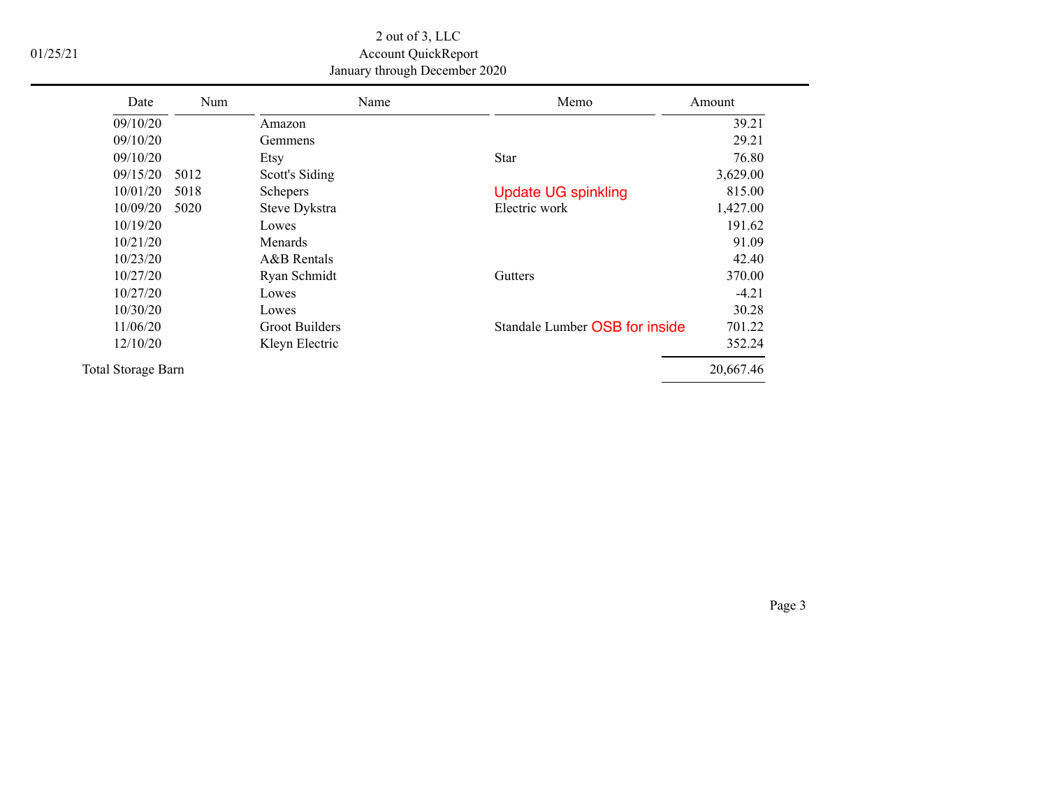2 out of 3, LLC
Account QuickReport
January through December 2020

01/25/21

| Date | Num | Name | Memo | Amount |
|---|---|---|---|---|
| 09/10/20 | | Amazon | | 39.21 |
| 09/10/20 | | Gemmens | | 29.21 |
| 09/10/20 | | Etsy | Star | 76.80 |
| 09/15/20 | 5012 | Scott's Siding | | 3,629.00 |
| 10/01/20 | 5018 | Schepers | Update UG spinkling | 815.00 |
| 10/09/20 | 5020 | Steve Dykstra | Electric work | 1,427.00 |
| 10/19/20 | | Lowes | | 191.62 |
| 10/21/20 | | Menards | | 91.09 |
| 10/23/20 | | A&B Rentals | | 42.40 |
| 10/27/20 | | Ryan Schmidt | Gutters | 370.00 |
| 10/27/20 | | Lowes | | -4.21 |
| 10/30/20 | | Lowes | | 30.28 |
| 11/06/20 | | Groot Builders | Standale Lumber OSB for inside | 701.22 |
| 12/10/20 | | Kleyn Electric | | 352.24 |
| Total Storage Barn | | | | 20,667.46 |